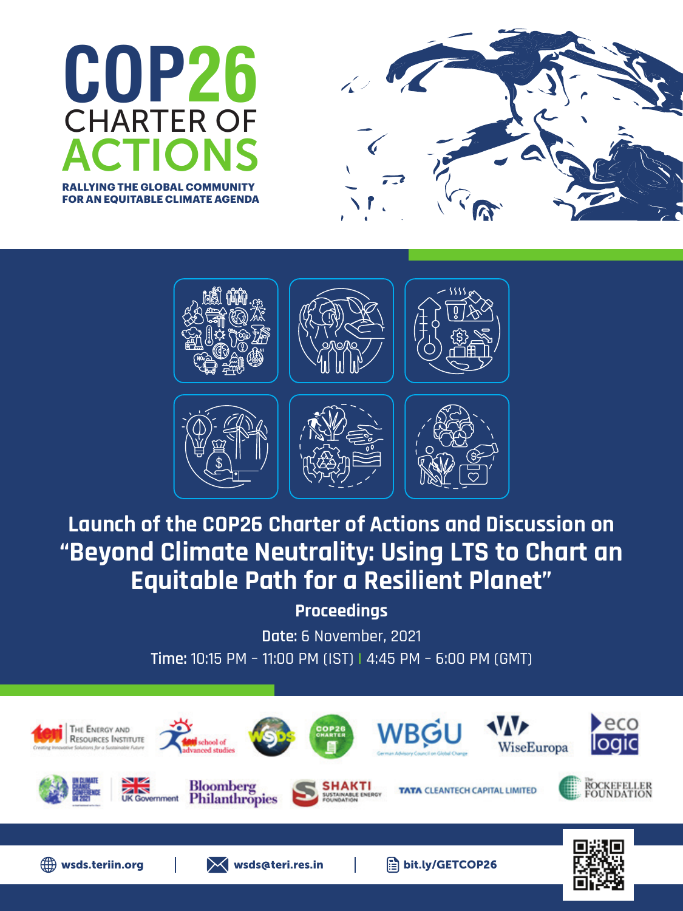# COP26 CHARTER OF ACTIONS

**RALLYING THE GLOBAL COMMUNITY FOR AN EQUITABLE CLIMATE AGENDA**

## Launch of the COP26 Charter of Actions and Discussion on "Beyond Climate Neutrality: Using LTS to Chart an Equitable Path for a Resilient Planet"

**Proceedings**

**Date:** 6 November, 2021

**Time:** 10:15 PM – 11:00 PM (IST) | 4:45 PM – 6:00 PM (GMT)

The Energy and Resources Institute – Creating Innovative Solutions for a Sustainable Future | teri school of advanced studies | WSDS | COP26 Charter | WBGU German Advisory Council on Global Change | WiseEuropa | ecologic

UN Climate Change Conference UK 2021 | UK Government | Bloomberg Philanthropies | SHAKTI Sustainable Energy Foundation | TATA Cleantech Capital Limited | The Rockefeller Foundation

wsds.teriin.org | wsds@teri.res.in | bit.ly/GETCOP26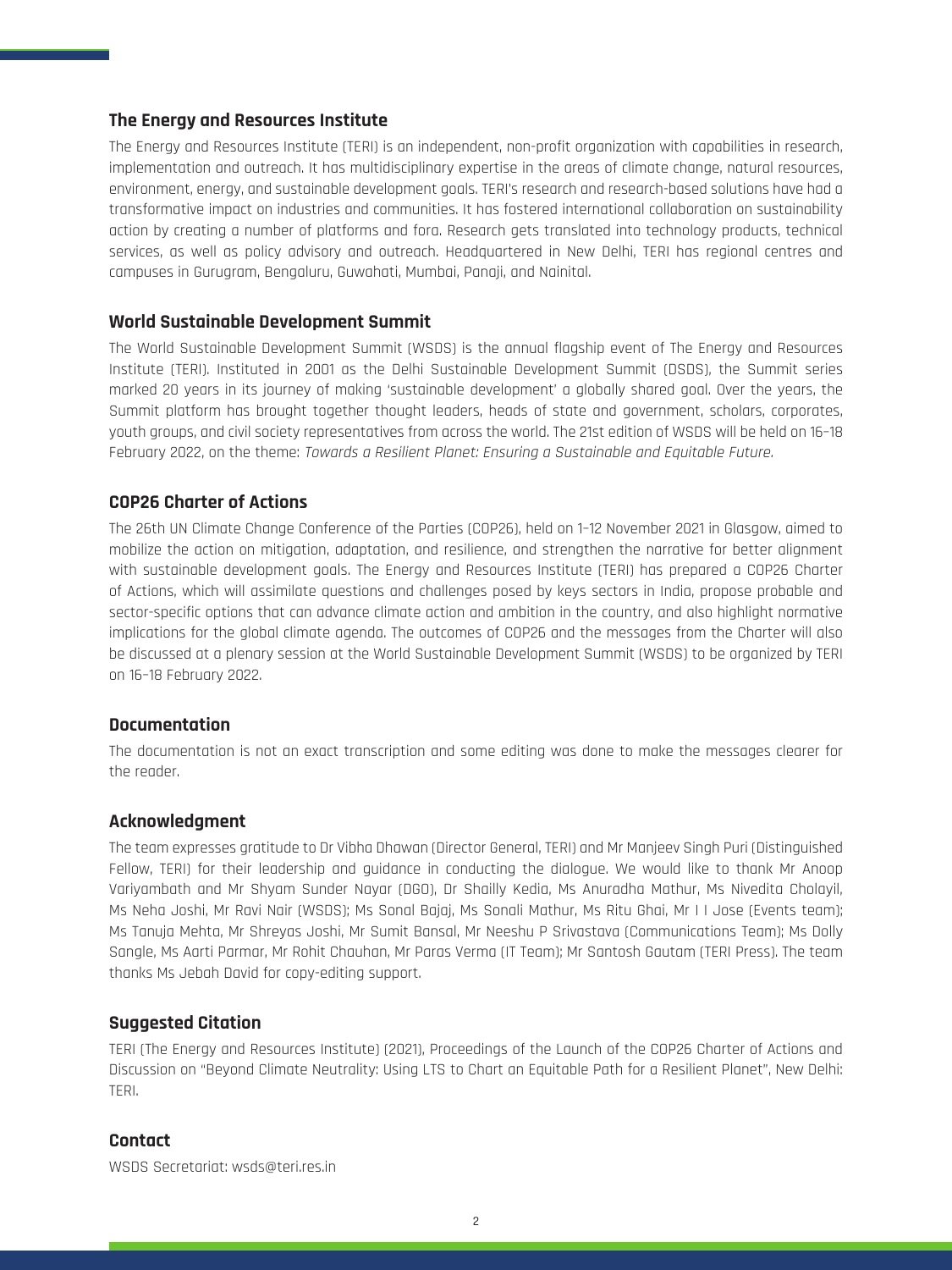## The Energy and Resources Institute

The Energy and Resources Institute (TERI) is an independent, non-profit organization with capabilities in research, implementation and outreach. It has multidisciplinary expertise in the areas of climate change, natural resources, environment, energy, and sustainable development goals. TERI's research and research-based solutions have had a transformative impact on industries and communities. It has fostered international collaboration on sustainability action by creating a number of platforms and fora. Research gets translated into technology products, technical services, as well as policy advisory and outreach. Headquartered in New Delhi, TERI has regional centres and campuses in Gurugram, Bengaluru, Guwahati, Mumbai, Panaji, and Nainital.

## World Sustainable Development Summit

The World Sustainable Development Summit (WSDS) is the annual flagship event of The Energy and Resources Institute (TERI). Instituted in 2001 as the Delhi Sustainable Development Summit (DSDS), the Summit series marked 20 years in its journey of making 'sustainable development' a globally shared goal. Over the years, the Summit platform has brought together thought leaders, heads of state and government, scholars, corporates, youth groups, and civil society representatives from across the world. The 21st edition of WSDS will be held on 16–18 February 2022, on the theme: *Towards a Resilient Planet: Ensuring a Sustainable and Equitable Future.*

## COP26 Charter of Actions

The 26th UN Climate Change Conference of the Parties (COP26), held on 1–12 November 2021 in Glasgow, aimed to mobilize the action on mitigation, adaptation, and resilience, and strengthen the narrative for better alignment with sustainable development goals. The Energy and Resources Institute (TERI) has prepared a COP26 Charter of Actions, which will assimilate questions and challenges posed by keys sectors in India, propose probable and sector-specific options that can advance climate action and ambition in the country, and also highlight normative implications for the global climate agenda. The outcomes of COP26 and the messages from the Charter will also be discussed at a plenary session at the World Sustainable Development Summit (WSDS) to be organized by TERI on 16–18 February 2022.

## Documentation

The documentation is not an exact transcription and some editing was done to make the messages clearer for the reader.

## Acknowledgment

The team expresses gratitude to Dr Vibha Dhawan (Director General, TERI) and Mr Manjeev Singh Puri (Distinguished Fellow, TERI) for their leadership and guidance in conducting the dialogue. We would like to thank Mr Anoop Variyambath and Mr Shyam Sunder Nayar (DGO), Dr Shailly Kedia, Ms Anuradha Mathur, Ms Nivedita Cholayil, Ms Neha Joshi, Mr Ravi Nair (WSDS); Ms Sonal Bajaj, Ms Sonali Mathur, Ms Ritu Ghai, Mr I I Jose (Events team); Ms Tanuja Mehta, Mr Shreyas Joshi, Mr Sumit Bansal, Mr Neeshu P Srivastava (Communications Team); Ms Dolly Sangle, Ms Aarti Parmar, Mr Rohit Chauhan, Mr Paras Verma (IT Team); Mr Santosh Gautam (TERI Press). The team thanks Ms Jebah David for copy-editing support.

## Suggested Citation

TERI (The Energy and Resources Institute) (2021), Proceedings of the Launch of the COP26 Charter of Actions and Discussion on "Beyond Climate Neutrality: Using LTS to Chart an Equitable Path for a Resilient Planet", New Delhi: TERI.

## Contact

WSDS Secretariat: wsds@teri.res.in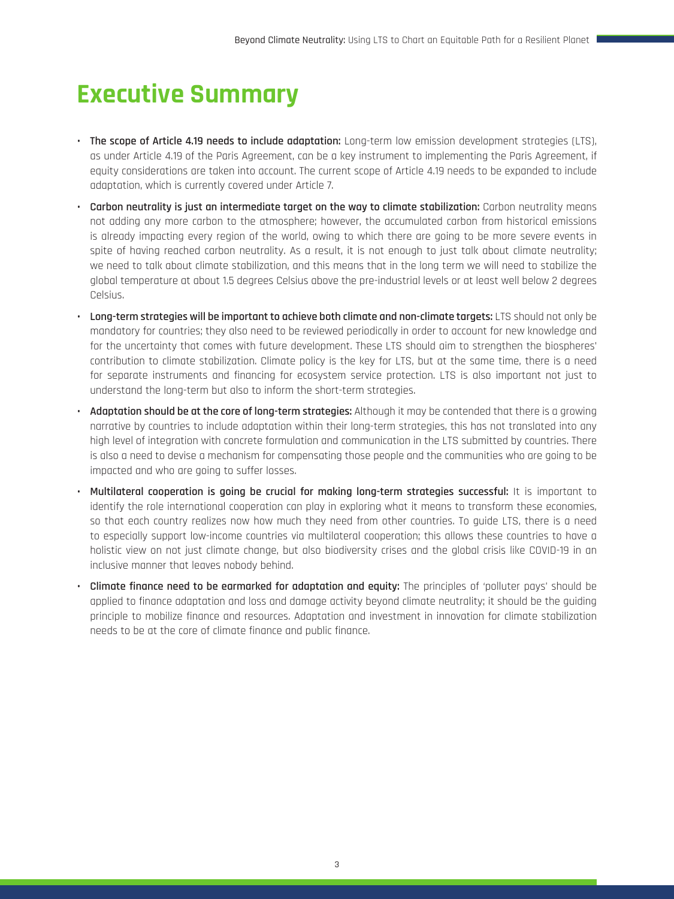# Executive Summary

- **The scope of Article 4.19 needs to include adaptation:** Long-term low emission development strategies (LTS), as under Article 4.19 of the Paris Agreement, can be a key instrument to implementing the Paris Agreement, if equity considerations are taken into account. The current scope of Article 4.19 needs to be expanded to include adaptation, which is currently covered under Article 7.
- **Carbon neutrality is just an intermediate target on the way to climate stabilization:** Carbon neutrality means not adding any more carbon to the atmosphere; however, the accumulated carbon from historical emissions is already impacting every region of the world, owing to which there are going to be more severe events in spite of having reached carbon neutrality. As a result, it is not enough to just talk about climate neutrality; we need to talk about climate stabilization, and this means that in the long term we will need to stabilize the global temperature at about 1.5 degrees Celsius above the pre-industrial levels or at least well below 2 degrees Celsius.
- **Long-term strategies will be important to achieve both climate and non-climate targets:** LTS should not only be mandatory for countries; they also need to be reviewed periodically in order to account for new knowledge and for the uncertainty that comes with future development. These LTS should aim to strengthen the biospheres' contribution to climate stabilization. Climate policy is the key for LTS, but at the same time, there is a need for separate instruments and financing for ecosystem service protection. LTS is also important not just to understand the long-term but also to inform the short-term strategies.
- **Adaptation should be at the core of long-term strategies:** Although it may be contended that there is a growing narrative by countries to include adaptation within their long-term strategies, this has not translated into any high level of integration with concrete formulation and communication in the LTS submitted by countries. There is also a need to devise a mechanism for compensating those people and the communities who are going to be impacted and who are going to suffer losses.
- **Multilateral cooperation is going be crucial for making long-term strategies successful:** It is important to identify the role international cooperation can play in exploring what it means to transform these economies, so that each country realizes now how much they need from other countries. To guide LTS, there is a need to especially support low-income countries via multilateral cooperation; this allows these countries to have a holistic view on not just climate change, but also biodiversity crises and the global crisis like COVID-19 in an inclusive manner that leaves nobody behind.
- **Climate finance need to be earmarked for adaptation and equity:** The principles of 'polluter pays' should be applied to finance adaptation and loss and damage activity beyond climate neutrality; it should be the guiding principle to mobilize finance and resources. Adaptation and investment in innovation for climate stabilization needs to be at the core of climate finance and public finance.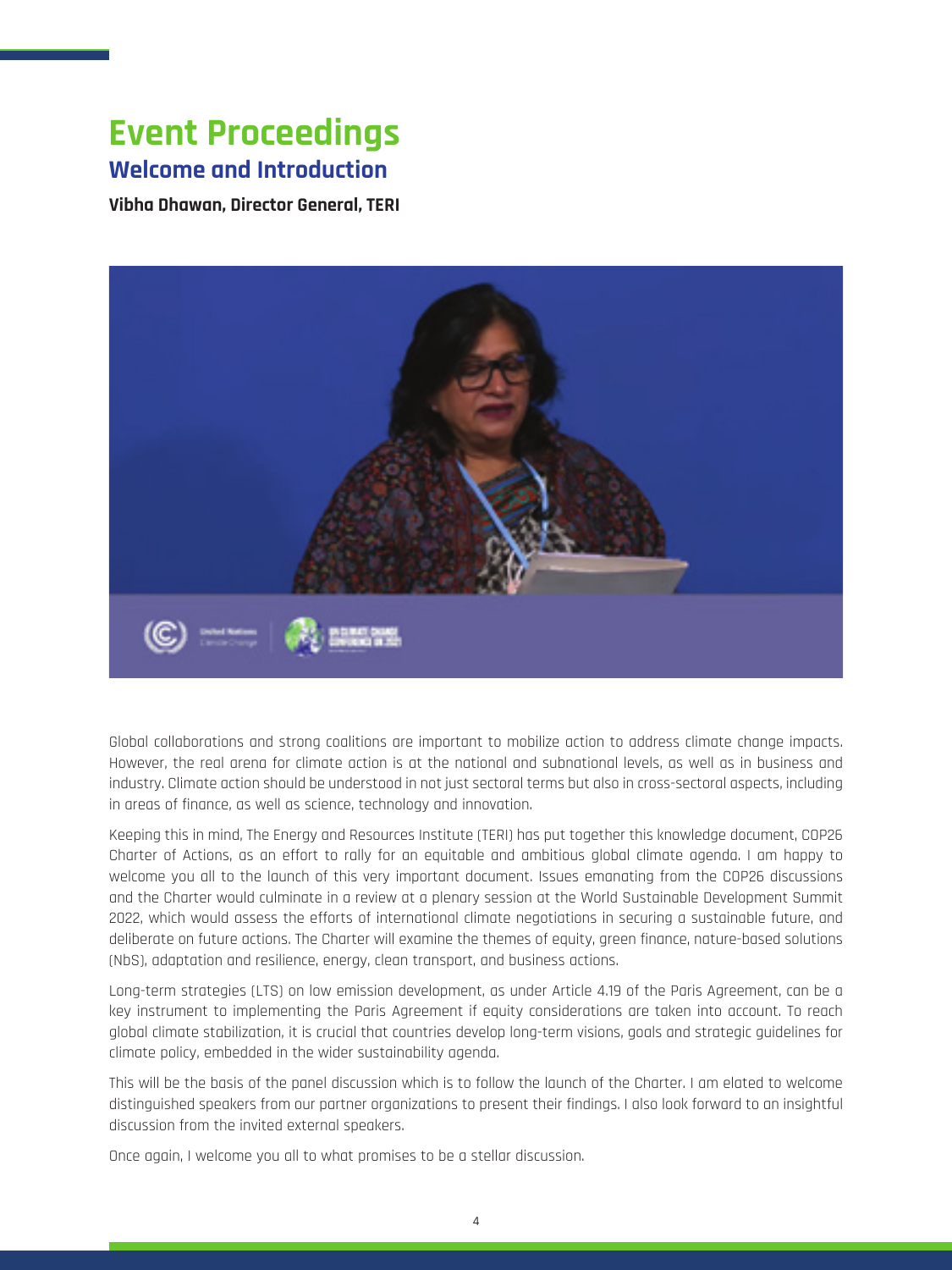# Event Proceedings

## Welcome and Introduction

**Vibha Dhawan, Director General, TERI**

Global collaborations and strong coalitions are important to mobilize action to address climate change impacts. However, the real arena for climate action is at the national and subnational levels, as well as in business and industry. Climate action should be understood in not just sectoral terms but also in cross-sectoral aspects, including in areas of finance, as well as science, technology and innovation.

Keeping this in mind, The Energy and Resources Institute (TERI) has put together this knowledge document, COP26 Charter of Actions, as an effort to rally for an equitable and ambitious global climate agenda. I am happy to welcome you all to the launch of this very important document. Issues emanating from the COP26 discussions and the Charter would culminate in a review at a plenary session at the World Sustainable Development Summit 2022, which would assess the efforts of international climate negotiations in securing a sustainable future, and deliberate on future actions. The Charter will examine the themes of equity, green finance, nature-based solutions (NbS), adaptation and resilience, energy, clean transport, and business actions.

Long-term strategies (LTS) on low emission development, as under Article 4.19 of the Paris Agreement, can be a key instrument to implementing the Paris Agreement if equity considerations are taken into account. To reach global climate stabilization, it is crucial that countries develop long-term visions, goals and strategic guidelines for climate policy, embedded in the wider sustainability agenda.

This will be the basis of the panel discussion which is to follow the launch of the Charter. I am elated to welcome distinguished speakers from our partner organizations to present their findings. I also look forward to an insightful discussion from the invited external speakers.

Once again, I welcome you all to what promises to be a stellar discussion.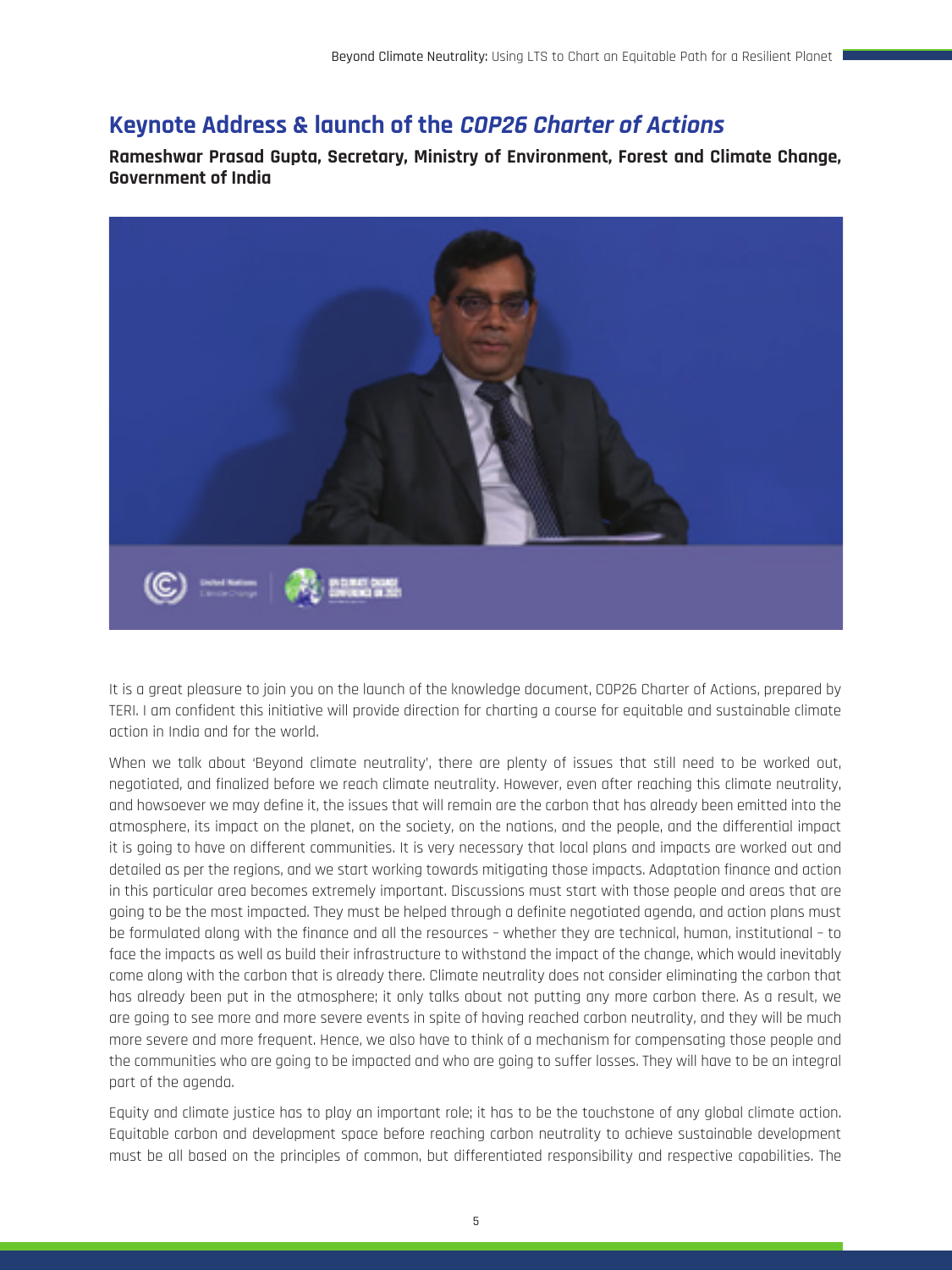## Keynote Address & launch of the *COP26 Charter of Actions*

**Rameshwar Prasad Gupta, Secretary, Ministry of Environment, Forest and Climate Change, Government of India**

It is a great pleasure to join you on the launch of the knowledge document, COP26 Charter of Actions, prepared by TERI. I am confident this initiative will provide direction for charting a course for equitable and sustainable climate action in India and for the world.

When we talk about 'Beyond climate neutrality', there are plenty of issues that still need to be worked out, negotiated, and finalized before we reach climate neutrality. However, even after reaching this climate neutrality, and howsoever we may define it, the issues that will remain are the carbon that has already been emitted into the atmosphere, its impact on the planet, on the society, on the nations, and the people, and the differential impact it is going to have on different communities. It is very necessary that local plans and impacts are worked out and detailed as per the regions, and we start working towards mitigating those impacts. Adaptation finance and action in this particular area becomes extremely important. Discussions must start with those people and areas that are going to be the most impacted. They must be helped through a definite negotiated agenda, and action plans must be formulated along with the finance and all the resources – whether they are technical, human, institutional – to face the impacts as well as build their infrastructure to withstand the impact of the change, which would inevitably come along with the carbon that is already there. Climate neutrality does not consider eliminating the carbon that has already been put in the atmosphere; it only talks about not putting any more carbon there. As a result, we are going to see more and more severe events in spite of having reached carbon neutrality, and they will be much more severe and more frequent. Hence, we also have to think of a mechanism for compensating those people and the communities who are going to be impacted and who are going to suffer losses. They will have to be an integral part of the agenda.

Equity and climate justice has to play an important role; it has to be the touchstone of any global climate action. Equitable carbon and development space before reaching carbon neutrality to achieve sustainable development must be all based on the principles of common, but differentiated responsibility and respective capabilities. The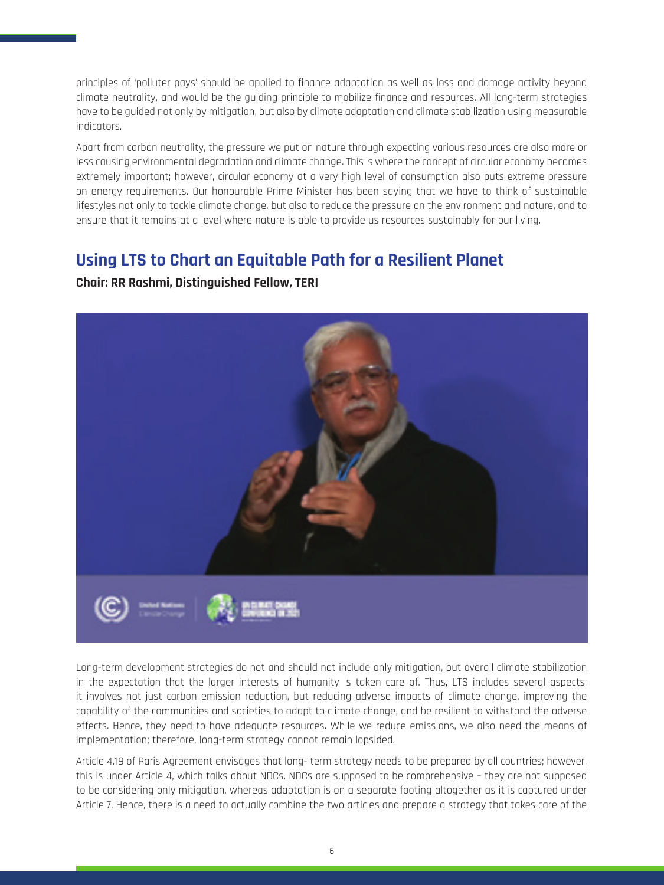principles of 'polluter pays' should be applied to finance adaptation as well as loss and damage activity beyond climate neutrality, and would be the guiding principle to mobilize finance and resources. All long-term strategies have to be guided not only by mitigation, but also by climate adaptation and climate stabilization using measurable indicators.

Apart from carbon neutrality, the pressure we put on nature through expecting various resources are also more or less causing environmental degradation and climate change. This is where the concept of circular economy becomes extremely important; however, circular economy at a very high level of consumption also puts extreme pressure on energy requirements. Our honourable Prime Minister has been saying that we have to think of sustainable lifestyles not only to tackle climate change, but also to reduce the pressure on the environment and nature, and to ensure that it remains at a level where nature is able to provide us resources sustainably for our living.

## Using LTS to Chart an Equitable Path for a Resilient Planet

**Chair: RR Rashmi, Distinguished Fellow, TERI**

Long-term development strategies do not and should not include only mitigation, but overall climate stabilization in the expectation that the larger interests of humanity is taken care of. Thus, LTS includes several aspects; it involves not just carbon emission reduction, but reducing adverse impacts of climate change, improving the capability of the communities and societies to adapt to climate change, and be resilient to withstand the adverse effects. Hence, they need to have adequate resources. While we reduce emissions, we also need the means of implementation; therefore, long-term strategy cannot remain lopsided.

Article 4.19 of Paris Agreement envisages that long- term strategy needs to be prepared by all countries; however, this is under Article 4, which talks about NDCs. NDCs are supposed to be comprehensive – they are not supposed to be considering only mitigation, whereas adaptation is on a separate footing altogether as it is captured under Article 7. Hence, there is a need to actually combine the two articles and prepare a strategy that takes care of the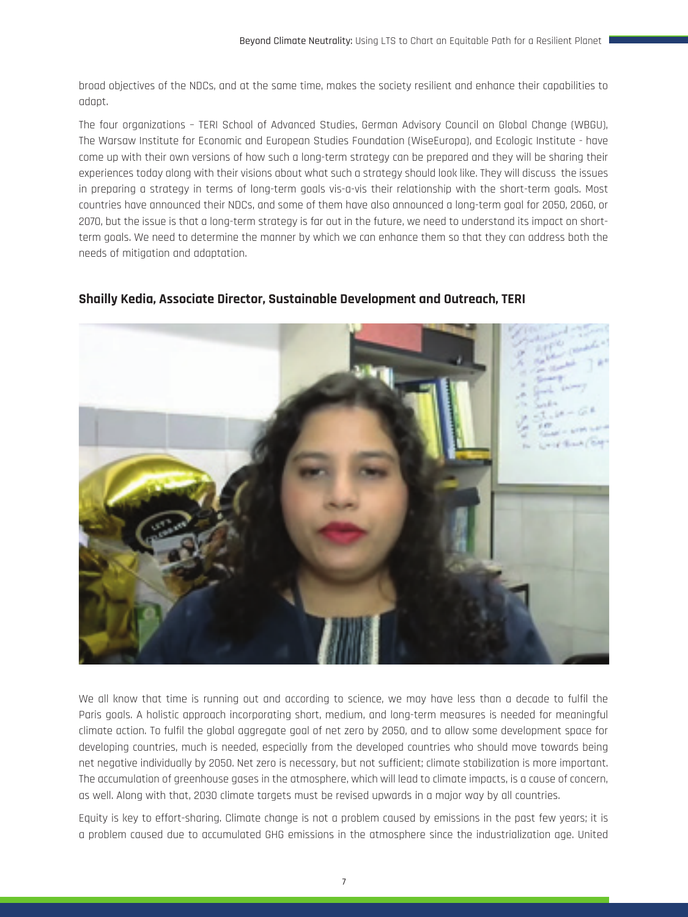broad objectives of the NDCs, and at the same time, makes the society resilient and enhance their capabilities to adapt.

The four organizations – TERI School of Advanced Studies, German Advisory Council on Global Change (WBGU), The Warsaw Institute for Economic and European Studies Foundation (WiseEuropa), and Ecologic Institute - have come up with their own versions of how such a long-term strategy can be prepared and they will be sharing their experiences today along with their visions about what such a strategy should look like. They will discuss the issues in preparing a strategy in terms of long-term goals vis-a-vis their relationship with the short-term goals. Most countries have announced their NDCs, and some of them have also announced a long-term goal for 2050, 2060, or 2070, but the issue is that a long-term strategy is far out in the future, we need to understand its impact on short-term goals. We need to determine the manner by which we can enhance them so that they can address both the needs of mitigation and adaptation.

## Shailly Kedia, Associate Director, Sustainable Development and Outreach, TERI

We all know that time is running out and according to science, we may have less than a decade to fulfil the Paris goals. A holistic approach incorporating short, medium, and long-term measures is needed for meaningful climate action. To fulfil the global aggregate goal of net zero by 2050, and to allow some development space for developing countries, much is needed, especially from the developed countries who should move towards being net negative individually by 2050. Net zero is necessary, but not sufficient; climate stabilization is more important. The accumulation of greenhouse gases in the atmosphere, which will lead to climate impacts, is a cause of concern, as well. Along with that, 2030 climate targets must be revised upwards in a major way by all countries.

Equity is key to effort-sharing. Climate change is not a problem caused by emissions in the past few years; it is a problem caused due to accumulated GHG emissions in the atmosphere since the industrialization age. United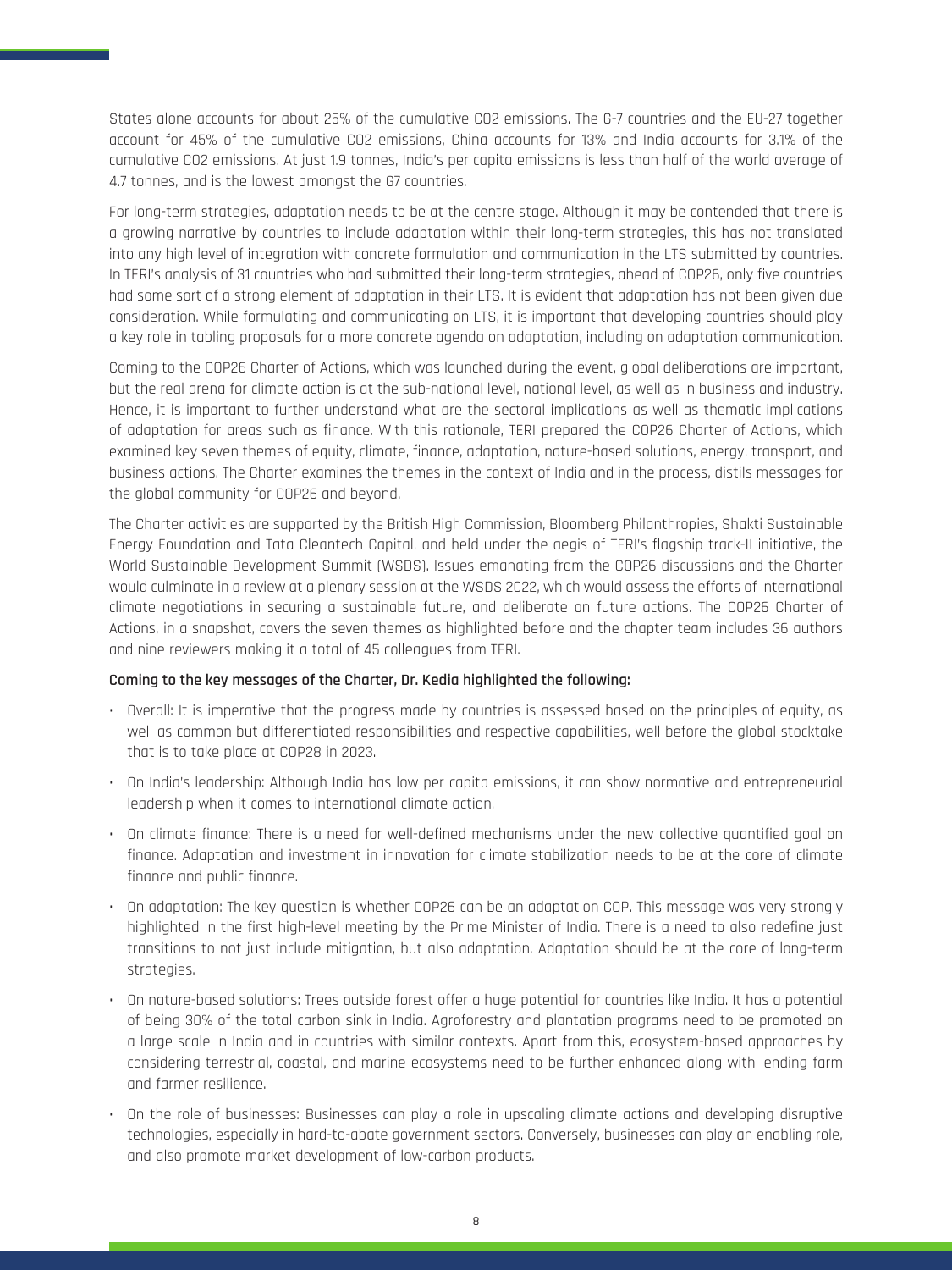States alone accounts for about 25% of the cumulative CO2 emissions. The G-7 countries and the EU-27 together account for 45% of the cumulative CO2 emissions, China accounts for 13% and India accounts for 3.1% of the cumulative CO2 emissions. At just 1.9 tonnes, India's per capita emissions is less than half of the world average of 4.7 tonnes, and is the lowest amongst the G7 countries.

For long-term strategies, adaptation needs to be at the centre stage. Although it may be contended that there is a growing narrative by countries to include adaptation within their long-term strategies, this has not translated into any high level of integration with concrete formulation and communication in the LTS submitted by countries. In TERI's analysis of 31 countries who had submitted their long-term strategies, ahead of COP26, only five countries had some sort of a strong element of adaptation in their LTS. It is evident that adaptation has not been given due consideration. While formulating and communicating on LTS, it is important that developing countries should play a key role in tabling proposals for a more concrete agenda on adaptation, including on adaptation communication.

Coming to the COP26 Charter of Actions, which was launched during the event, global deliberations are important, but the real arena for climate action is at the sub-national level, national level, as well as in business and industry. Hence, it is important to further understand what are the sectoral implications as well as thematic implications of adaptation for areas such as finance. With this rationale, TERI prepared the COP26 Charter of Actions, which examined key seven themes of equity, climate, finance, adaptation, nature-based solutions, energy, transport, and business actions. The Charter examines the themes in the context of India and in the process, distils messages for the global community for COP26 and beyond.

The Charter activities are supported by the British High Commission, Bloomberg Philanthropies, Shakti Sustainable Energy Foundation and Tata Cleantech Capital, and held under the aegis of TERI's flagship track-II initiative, the World Sustainable Development Summit (WSDS). Issues emanating from the COP26 discussions and the Charter would culminate in a review at a plenary session at the WSDS 2022, which would assess the efforts of international climate negotiations in securing a sustainable future, and deliberate on future actions. The COP26 Charter of Actions, in a snapshot, covers the seven themes as highlighted before and the chapter team includes 36 authors and nine reviewers making it a total of 45 colleagues from TERI.

**Coming to the key messages of the Charter, Dr. Kedia highlighted the following:**

- Overall: It is imperative that the progress made by countries is assessed based on the principles of equity, as well as common but differentiated responsibilities and respective capabilities, well before the global stocktake that is to take place at COP28 in 2023.
- On India's leadership: Although India has low per capita emissions, it can show normative and entrepreneurial leadership when it comes to international climate action.
- On climate finance: There is a need for well-defined mechanisms under the new collective quantified goal on finance. Adaptation and investment in innovation for climate stabilization needs to be at the core of climate finance and public finance.
- On adaptation: The key question is whether COP26 can be an adaptation COP. This message was very strongly highlighted in the first high-level meeting by the Prime Minister of India. There is a need to also redefine just transitions to not just include mitigation, but also adaptation. Adaptation should be at the core of long-term strategies.
- On nature-based solutions: Trees outside forest offer a huge potential for countries like India. It has a potential of being 30% of the total carbon sink in India. Agroforestry and plantation programs need to be promoted on a large scale in India and in countries with similar contexts. Apart from this, ecosystem-based approaches by considering terrestrial, coastal, and marine ecosystems need to be further enhanced along with lending farm and farmer resilience.
- On the role of businesses: Businesses can play a role in upscaling climate actions and developing disruptive technologies, especially in hard-to-abate government sectors. Conversely, businesses can play an enabling role, and also promote market development of low-carbon products.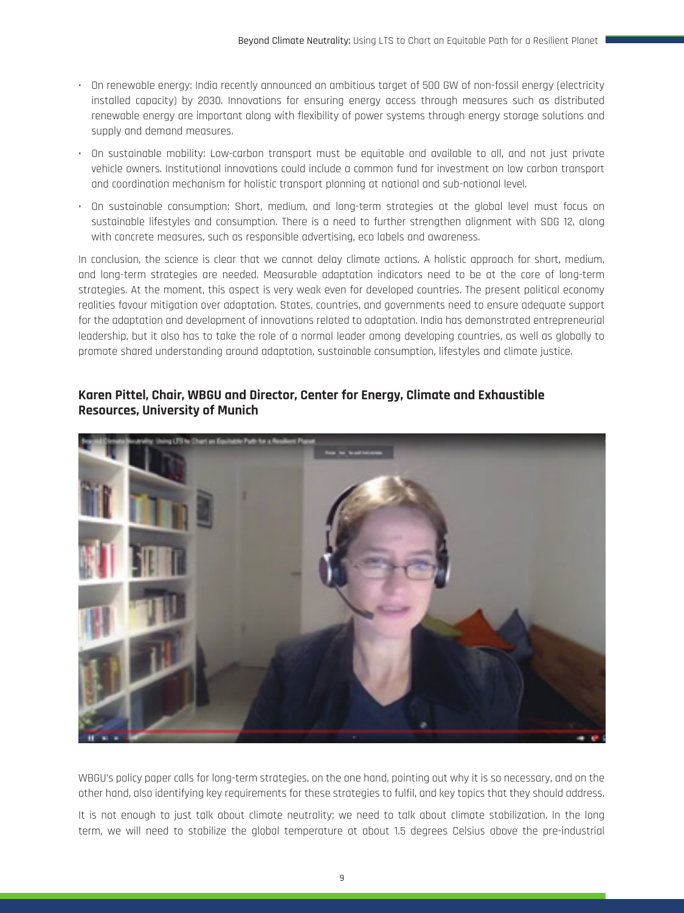- On renewable energy: India recently announced an ambitious target of 500 GW of non-fossil energy (electricity installed capacity) by 2030. Innovations for ensuring energy access through measures such as distributed renewable energy are important along with flexibility of power systems through energy storage solutions and supply and demand measures.
- On sustainable mobility: Low-carbon transport must be equitable and available to all, and not just private vehicle owners. Institutional innovations could include a common fund for investment on low carbon transport and coordination mechanism for holistic transport planning at national and sub-national level.
- On sustainable consumption: Short, medium, and long-term strategies at the global level must focus on sustainable lifestyles and consumption. There is a need to further strengthen alignment with SDG 12, along with concrete measures, such as responsible advertising, eco labels and awareness.

In conclusion, the science is clear that we cannot delay climate actions. A holistic approach for short, medium, and long-term strategies are needed. Measurable adaptation indicators need to be at the core of long-term strategies. At the moment, this aspect is very weak even for developed countries. The present political economy realities favour mitigation over adaptation. States, countries, and governments need to ensure adequate support for the adaptation and development of innovations related to adaptation. India has demonstrated entrepreneurial leadership, but it also has to take the role of a normal leader among developing countries, as well as globally to promote shared understanding around adaptation, sustainable consumption, lifestyles and climate justice.

### Karen Pittel, Chair, WBGU and Director, Center for Energy, Climate and Exhaustible Resources, University of Munich

WBGU's policy paper calls for long-term strategies, on the one hand, pointing out why it is so necessary, and on the other hand, also identifying key requirements for these strategies to fulfil, and key topics that they should address.

It is not enough to just talk about climate neutrality; we need to talk about climate stabilization. In the long term, we will need to stabilize the global temperature at about 1.5 degrees Celsius above the pre-industrial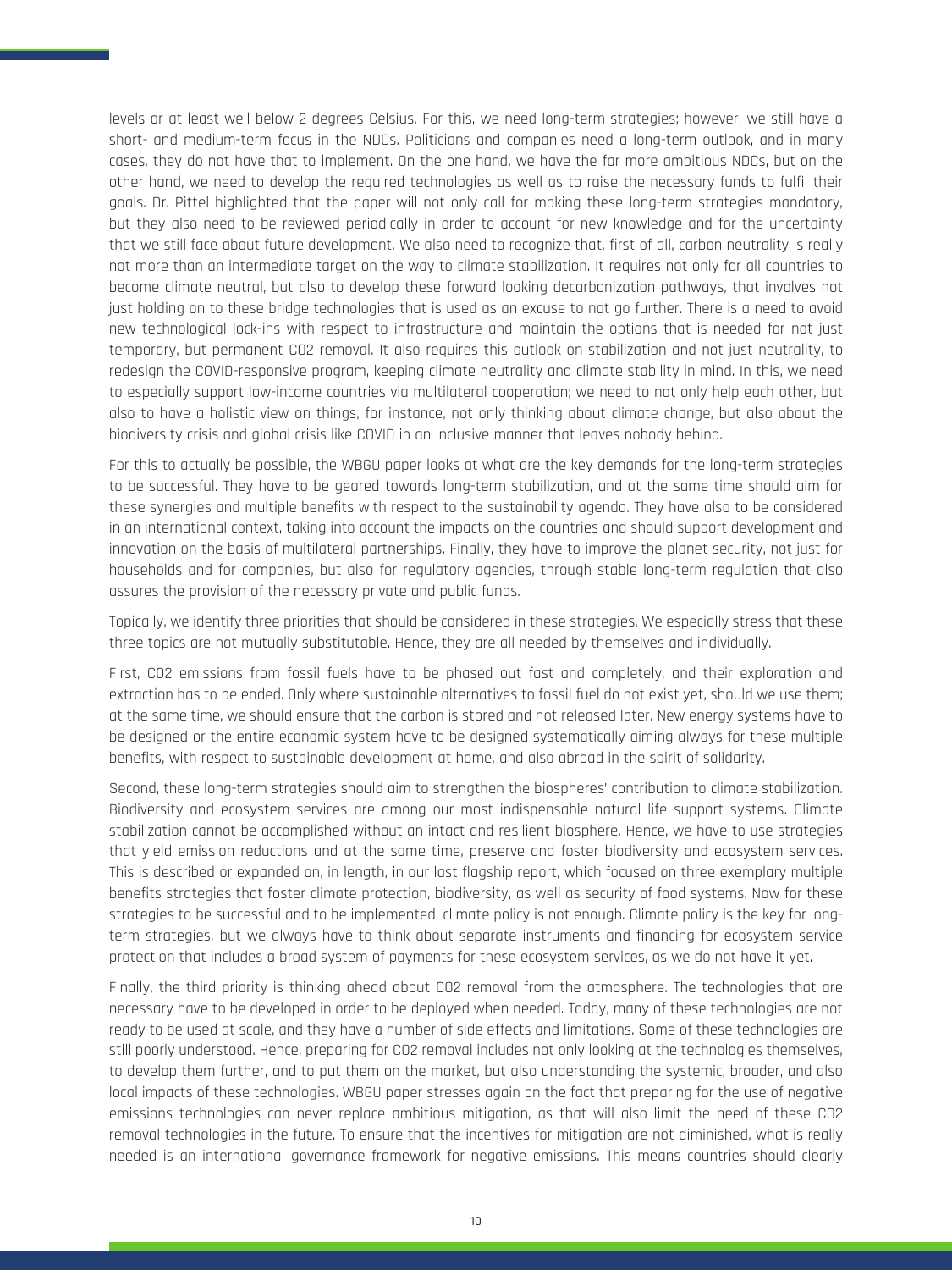levels or at least well below 2 degrees Celsius. For this, we need long-term strategies; however, we still have a short- and medium-term focus in the NDCs. Politicians and companies need a long-term outlook, and in many cases, they do not have that to implement. On the one hand, we have the far more ambitious NDCs, but on the other hand, we need to develop the required technologies as well as to raise the necessary funds to fulfil their goals. Dr. Pittel highlighted that the paper will not only call for making these long-term strategies mandatory, but they also need to be reviewed periodically in order to account for new knowledge and for the uncertainty that we still face about future development. We also need to recognize that, first of all, carbon neutrality is really not more than an intermediate target on the way to climate stabilization. It requires not only for all countries to become climate neutral, but also to develop these forward looking decarbonization pathways, that involves not just holding on to these bridge technologies that is used as an excuse to not go further. There is a need to avoid new technological lock-ins with respect to infrastructure and maintain the options that is needed for not just temporary, but permanent $CO_2$ removal. It also requires this outlook on stabilization and not just neutrality, to redesign the COVID-responsive program, keeping climate neutrality and climate stability in mind. In this, we need to especially support low-income countries via multilateral cooperation; we need to not only help each other, but also to have a holistic view on things, for instance, not only thinking about climate change, but also about the biodiversity crisis and global crisis like COVID in an inclusive manner that leaves nobody behind.

For this to actually be possible, the WBGU paper looks at what are the key demands for the long-term strategies to be successful. They have to be geared towards long-term stabilization, and at the same time should aim for these synergies and multiple benefits with respect to the sustainability agenda. They have also to be considered in an international context, taking into account the impacts on the countries and should support development and innovation on the basis of multilateral partnerships. Finally, they have to improve the planet security, not just for households and for companies, but also for regulatory agencies, through stable long-term regulation that also assures the provision of the necessary private and public funds.

Topically, we identify three priorities that should be considered in these strategies. We especially stress that these three topics are not mutually substitutable. Hence, they are all needed by themselves and individually.

First, $CO_2$ emissions from fossil fuels have to be phased out fast and completely, and their exploration and extraction has to be ended. Only where sustainable alternatives to fossil fuel do not exist yet, should we use them; at the same time, we should ensure that the carbon is stored and not released later. New energy systems have to be designed or the entire economic system have to be designed systematically aiming always for these multiple benefits, with respect to sustainable development at home, and also abroad in the spirit of solidarity.

Second, these long-term strategies should aim to strengthen the biospheres' contribution to climate stabilization. Biodiversity and ecosystem services are among our most indispensable natural life support systems. Climate stabilization cannot be accomplished without an intact and resilient biosphere. Hence, we have to use strategies that yield emission reductions and at the same time, preserve and foster biodiversity and ecosystem services. This is described or expanded on, in length, in our last flagship report, which focused on three exemplary multiple benefits strategies that foster climate protection, biodiversity, as well as security of food systems. Now for these strategies to be successful and to be implemented, climate policy is not enough. Climate policy is the key for long-term strategies, but we always have to think about separate instruments and financing for ecosystem service protection that includes a broad system of payments for these ecosystem services, as we do not have it yet.

Finally, the third priority is thinking ahead about $CO_2$ removal from the atmosphere. The technologies that are necessary have to be developed in order to be deployed when needed. Today, many of these technologies are not ready to be used at scale, and they have a number of side effects and limitations. Some of these technologies are still poorly understood. Hence, preparing for $CO_2$ removal includes not only looking at the technologies themselves, to develop them further, and to put them on the market, but also understanding the systemic, broader, and also local impacts of these technologies. WBGU paper stresses again on the fact that preparing for the use of negative emissions technologies can never replace ambitious mitigation, as that will also limit the need of these $CO_2$ removal technologies in the future. To ensure that the incentives for mitigation are not diminished, what is really needed is an international governance framework for negative emissions. This means countries should clearly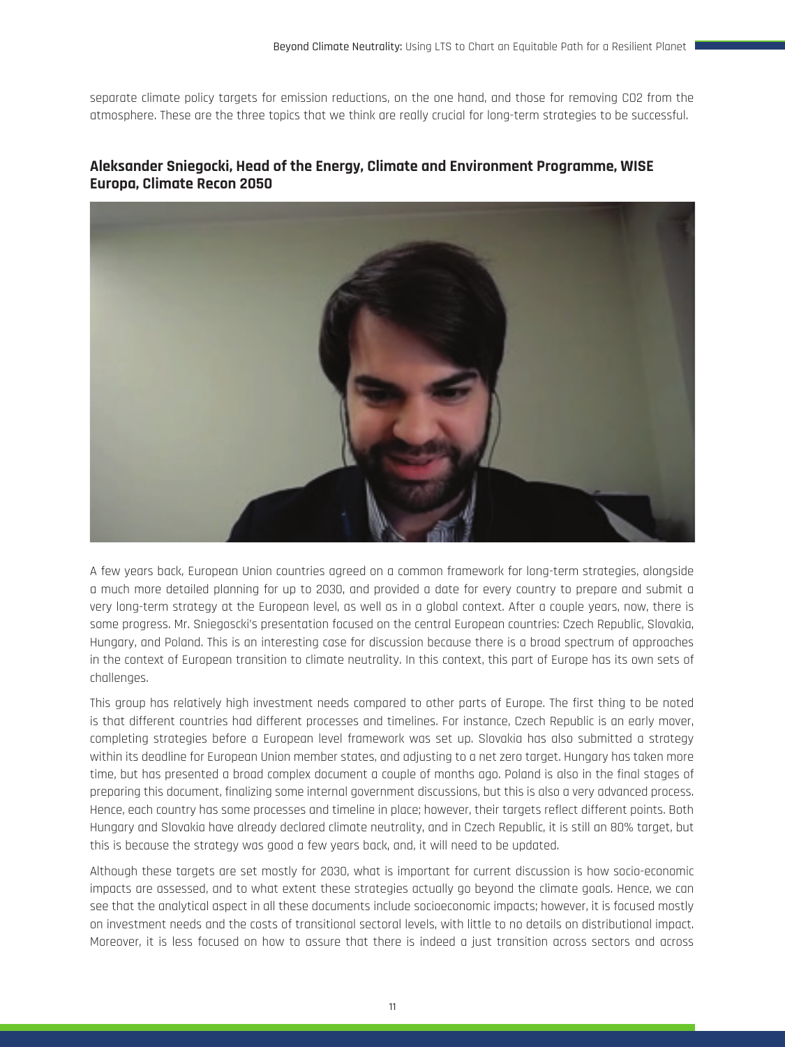separate climate policy targets for emission reductions, on the one hand, and those for removing CO2 from the atmosphere. These are the three topics that we think are really crucial for long-term strategies to be successful.

### Aleksander Sniegocki, Head of the Energy, Climate and Environment Programme, WISE Europa, Climate Recon 2050

A few years back, European Union countries agreed on a common framework for long-term strategies, alongside a much more detailed planning for up to 2030, and provided a date for every country to prepare and submit a very long-term strategy at the European level, as well as in a global context. After a couple years, now, there is some progress. Mr. Sniegoscki's presentation focused on the central European countries: Czech Republic, Slovakia, Hungary, and Poland. This is an interesting case for discussion because there is a broad spectrum of approaches in the context of European transition to climate neutrality. In this context, this part of Europe has its own sets of challenges.

This group has relatively high investment needs compared to other parts of Europe. The first thing to be noted is that different countries had different processes and timelines. For instance, Czech Republic is an early mover, completing strategies before a European level framework was set up. Slovakia has also submitted a strategy within its deadline for European Union member states, and adjusting to a net zero target. Hungary has taken more time, but has presented a broad complex document a couple of months ago. Poland is also in the final stages of preparing this document, finalizing some internal government discussions, but this is also a very advanced process. Hence, each country has some processes and timeline in place; however, their targets reflect different points. Both Hungary and Slovakia have already declared climate neutrality, and in Czech Republic, it is still an 80% target, but this is because the strategy was good a few years back, and, it will need to be updated.

Although these targets are set mostly for 2030, what is important for current discussion is how socio-economic impacts are assessed, and to what extent these strategies actually go beyond the climate goals. Hence, we can see that the analytical aspect in all these documents include socioeconomic impacts; however, it is focused mostly on investment needs and the costs of transitional sectoral levels, with little to no details on distributional impact. Moreover, it is less focused on how to assure that there is indeed a just transition across sectors and across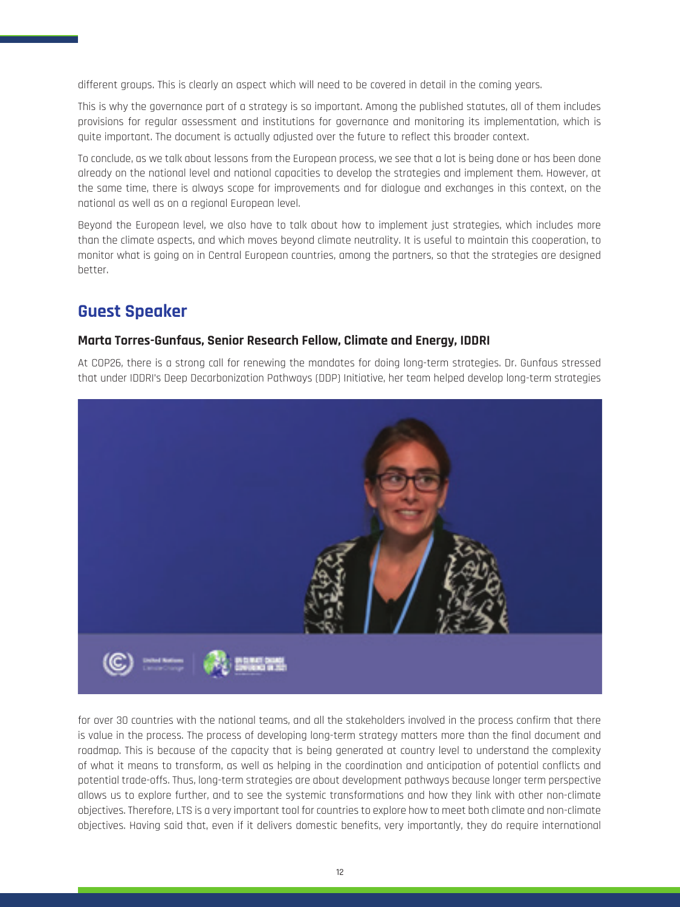different groups. This is clearly an aspect which will need to be covered in detail in the coming years.

This is why the governance part of a strategy is so important. Among the published statutes, all of them includes provisions for regular assessment and institutions for governance and monitoring its implementation, which is quite important. The document is actually adjusted over the future to reflect this broader context.

To conclude, as we talk about lessons from the European process, we see that a lot is being done or has been done already on the national level and national capacities to develop the strategies and implement them. However, at the same time, there is always scope for improvements and for dialogue and exchanges in this context, on the national as well as on a regional European level.

Beyond the European level, we also have to talk about how to implement just strategies, which includes more than the climate aspects, and which moves beyond climate neutrality. It is useful to maintain this cooperation, to monitor what is going on in Central European countries, among the partners, so that the strategies are designed better.

## Guest Speaker

### Marta Torres-Gunfaus, Senior Research Fellow, Climate and Energy, IDDRI

At COP26, there is a strong call for renewing the mandates for doing long-term strategies. Dr. Gunfaus stressed that under IDDRI's Deep Decarbonization Pathways (DDP) Initiative, her team helped develop long-term strategies for over 30 countries with the national teams, and all the stakeholders involved in the process confirm that there is value in the process. The process of developing long-term strategy matters more than the final document and roadmap. This is because of the capacity that is being generated at country level to understand the complexity of what it means to transform, as well as helping in the coordination and anticipation of potential conflicts and potential trade-offs. Thus, long-term strategies are about development pathways because longer term perspective allows us to explore further, and to see the systemic transformations and how they link with other non-climate objectives. Therefore, LTS is a very important tool for countries to explore how to meet both climate and non-climate objectives. Having said that, even if it delivers domestic benefits, very importantly, they do require international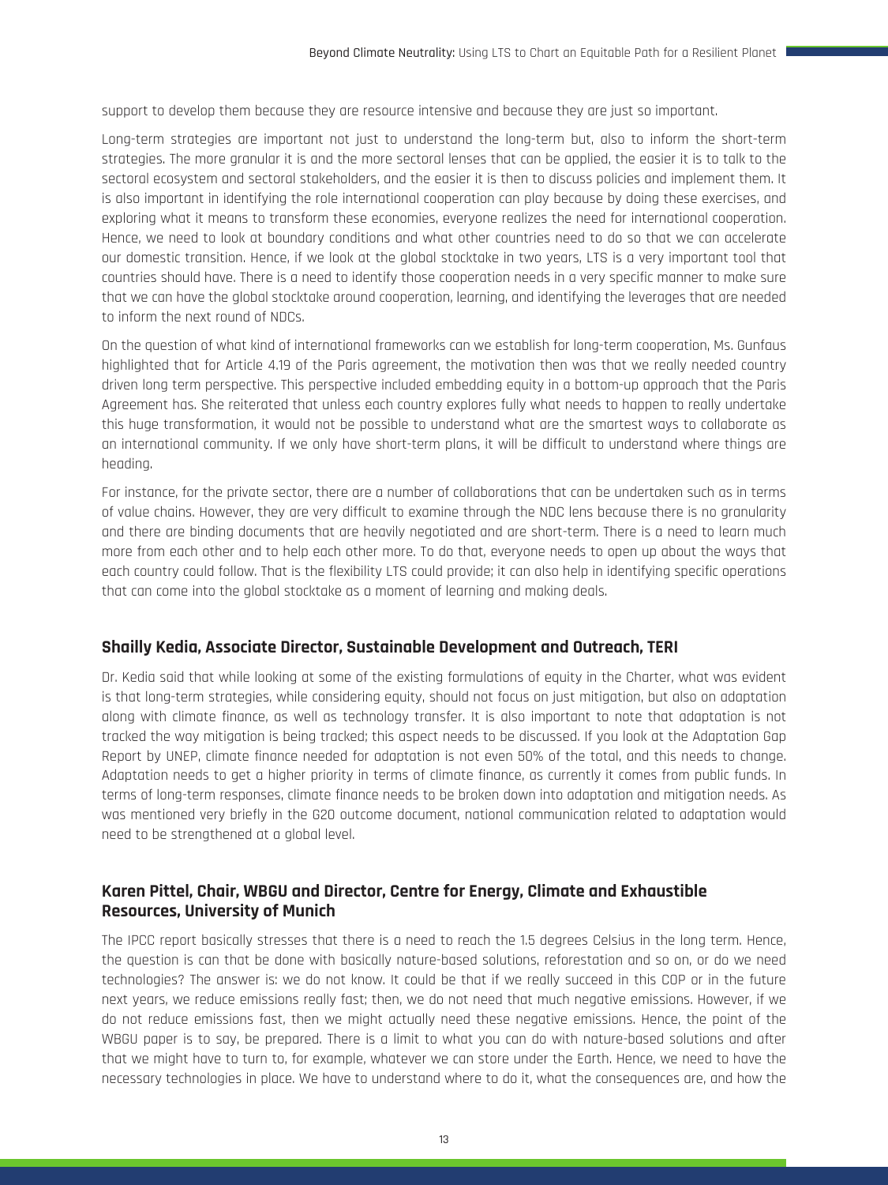support to develop them because they are resource intensive and because they are just so important.

Long-term strategies are important not just to understand the long-term but, also to inform the short-term strategies. The more granular it is and the more sectoral lenses that can be applied, the easier it is to talk to the sectoral ecosystem and sectoral stakeholders, and the easier it is then to discuss policies and implement them. It is also important in identifying the role international cooperation can play because by doing these exercises, and exploring what it means to transform these economies, everyone realizes the need for international cooperation. Hence, we need to look at boundary conditions and what other countries need to do so that we can accelerate our domestic transition. Hence, if we look at the global stocktake in two years, LTS is a very important tool that countries should have. There is a need to identify those cooperation needs in a very specific manner to make sure that we can have the global stocktake around cooperation, learning, and identifying the leverages that are needed to inform the next round of NDCs.

On the question of what kind of international frameworks can we establish for long-term cooperation, Ms. Gunfaus highlighted that for Article 4.19 of the Paris agreement, the motivation then was that we really needed country driven long term perspective. This perspective included embedding equity in a bottom-up approach that the Paris Agreement has. She reiterated that unless each country explores fully what needs to happen to really undertake this huge transformation, it would not be possible to understand what are the smartest ways to collaborate as an international community. If we only have short-term plans, it will be difficult to understand where things are heading.

For instance, for the private sector, there are a number of collaborations that can be undertaken such as in terms of value chains. However, they are very difficult to examine through the NDC lens because there is no granularity and there are binding documents that are heavily negotiated and are short-term. There is a need to learn much more from each other and to help each other more. To do that, everyone needs to open up about the ways that each country could follow. That is the flexibility LTS could provide; it can also help in identifying specific operations that can come into the global stocktake as a moment of learning and making deals.

### Shailly Kedia, Associate Director, Sustainable Development and Outreach, TERI

Dr. Kedia said that while looking at some of the existing formulations of equity in the Charter, what was evident is that long-term strategies, while considering equity, should not focus on just mitigation, but also on adaptation along with climate finance, as well as technology transfer. It is also important to note that adaptation is not tracked the way mitigation is being tracked; this aspect needs to be discussed. If you look at the Adaptation Gap Report by UNEP, climate finance needed for adaptation is not even 50% of the total, and this needs to change. Adaptation needs to get a higher priority in terms of climate finance, as currently it comes from public funds. In terms of long-term responses, climate finance needs to be broken down into adaptation and mitigation needs. As was mentioned very briefly in the G20 outcome document, national communication related to adaptation would need to be strengthened at a global level.

### Karen Pittel, Chair, WBGU and Director, Centre for Energy, Climate and Exhaustible Resources, University of Munich

The IPCC report basically stresses that there is a need to reach the 1.5 degrees Celsius in the long term. Hence, the question is can that be done with basically nature-based solutions, reforestation and so on, or do we need technologies? The answer is: we do not know. It could be that if we really succeed in this COP or in the future next years, we reduce emissions really fast; then, we do not need that much negative emissions. However, if we do not reduce emissions fast, then we might actually need these negative emissions. Hence, the point of the WBGU paper is to say, be prepared. There is a limit to what you can do with nature-based solutions and after that we might have to turn to, for example, whatever we can store under the Earth. Hence, we need to have the necessary technologies in place. We have to understand where to do it, what the consequences are, and how the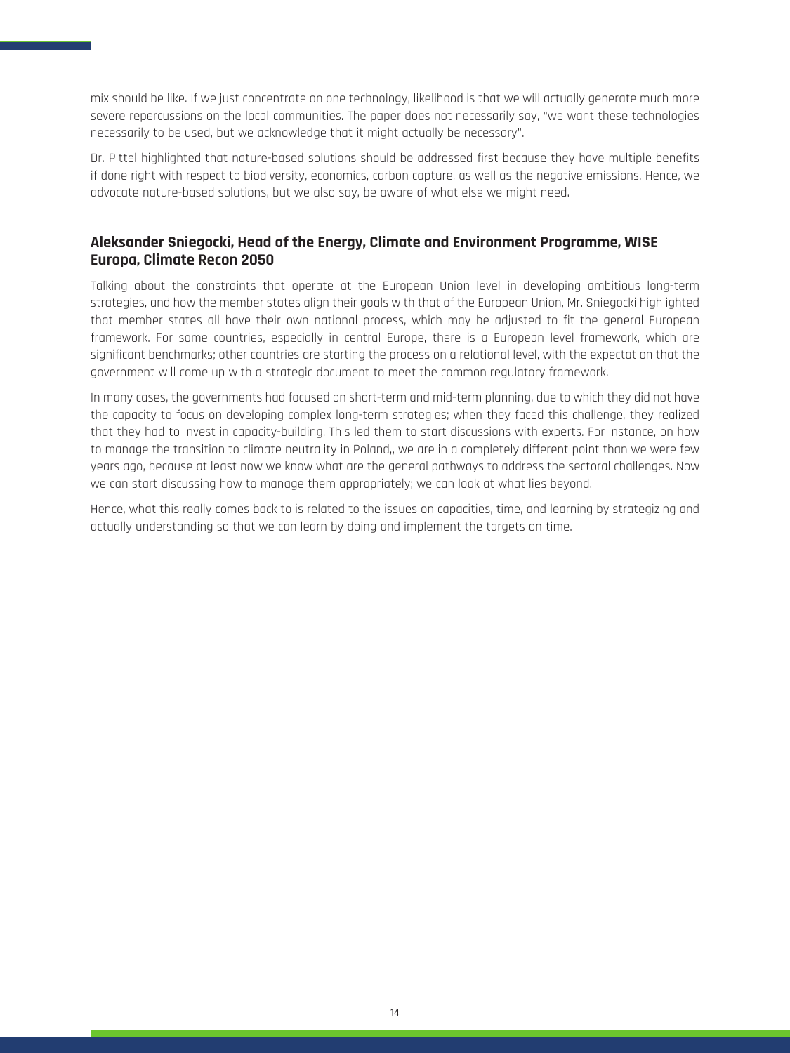mix should be like. If we just concentrate on one technology, likelihood is that we will actually generate much more severe repercussions on the local communities. The paper does not necessarily say, "we want these technologies necessarily to be used, but we acknowledge that it might actually be necessary".

Dr. Pittel highlighted that nature-based solutions should be addressed first because they have multiple benefits if done right with respect to biodiversity, economics, carbon capture, as well as the negative emissions. Hence, we advocate nature-based solutions, but we also say, be aware of what else we might need.

### Aleksander Sniegocki, Head of the Energy, Climate and Environment Programme, WISE Europa, Climate Recon 2050

Talking about the constraints that operate at the European Union level in developing ambitious long-term strategies, and how the member states align their goals with that of the European Union, Mr. Sniegocki highlighted that member states all have their own national process, which may be adjusted to fit the general European framework. For some countries, especially in central Europe, there is a European level framework, which are significant benchmarks; other countries are starting the process on a relational level, with the expectation that the government will come up with a strategic document to meet the common regulatory framework.

In many cases, the governments had focused on short-term and mid-term planning, due to which they did not have the capacity to focus on developing complex long-term strategies; when they faced this challenge, they realized that they had to invest in capacity-building. This led them to start discussions with experts. For instance, on how to manage the transition to climate neutrality in Poland,, we are in a completely different point than we were few years ago, because at least now we know what are the general pathways to address the sectoral challenges. Now we can start discussing how to manage them appropriately; we can look at what lies beyond.

Hence, what this really comes back to is related to the issues on capacities, time, and learning by strategizing and actually understanding so that we can learn by doing and implement the targets on time.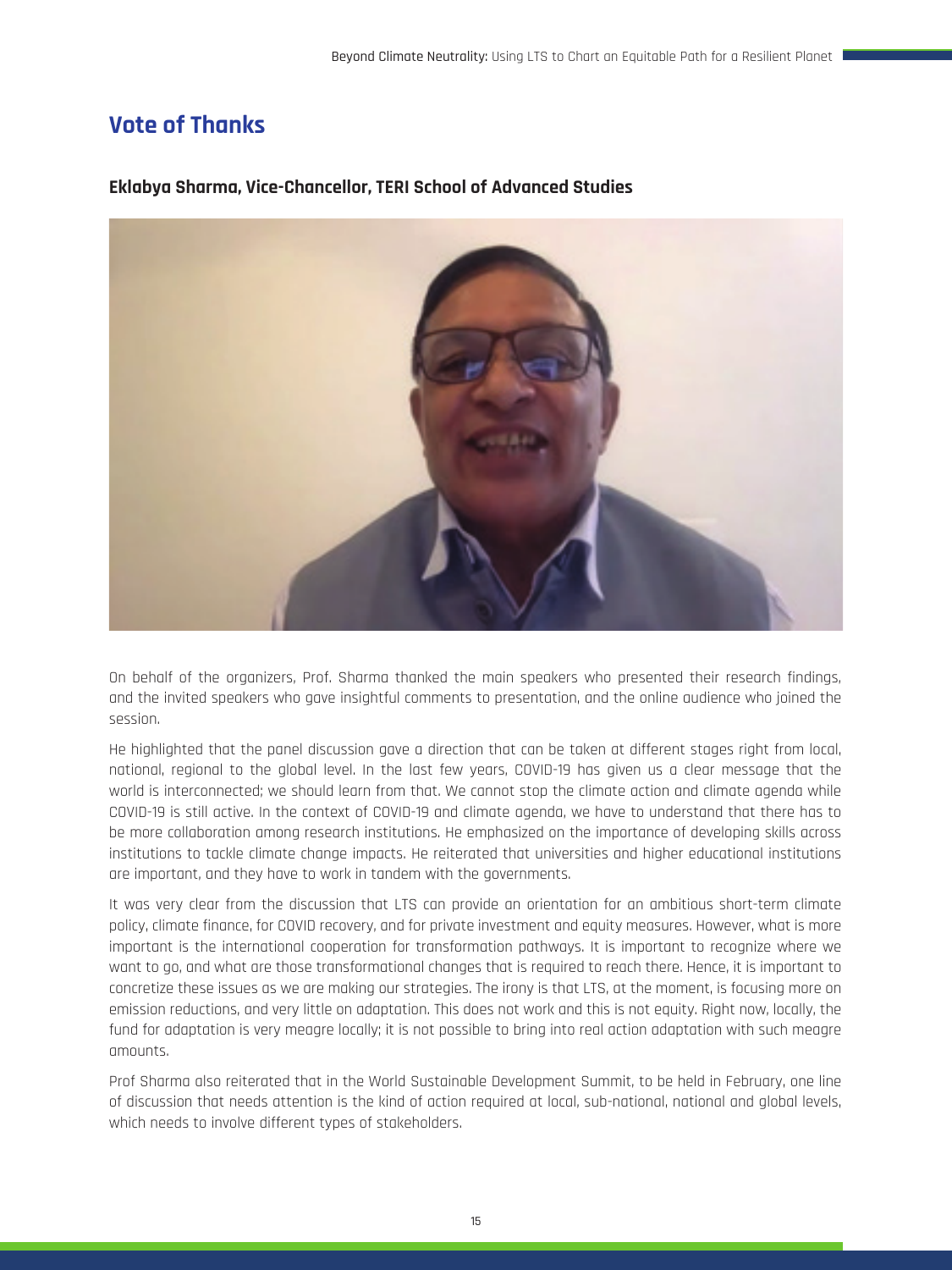# Vote of Thanks

### Eklabya Sharma, Vice-Chancellor, TERI School of Advanced Studies

On behalf of the organizers, Prof. Sharma thanked the main speakers who presented their research findings, and the invited speakers who gave insightful comments to presentation, and the online audience who joined the session.

He highlighted that the panel discussion gave a direction that can be taken at different stages right from local, national, regional to the global level. In the last few years, COVID-19 has given us a clear message that the world is interconnected; we should learn from that. We cannot stop the climate action and climate agenda while COVID-19 is still active. In the context of COVID-19 and climate agenda, we have to understand that there has to be more collaboration among research institutions. He emphasized on the importance of developing skills across institutions to tackle climate change impacts. He reiterated that universities and higher educational institutions are important, and they have to work in tandem with the governments.

It was very clear from the discussion that LTS can provide an orientation for an ambitious short-term climate policy, climate finance, for COVID recovery, and for private investment and equity measures. However, what is more important is the international cooperation for transformation pathways. It is important to recognize where we want to go, and what are those transformational changes that is required to reach there. Hence, it is important to concretize these issues as we are making our strategies. The irony is that LTS, at the moment, is focusing more on emission reductions, and very little on adaptation. This does not work and this is not equity. Right now, locally, the fund for adaptation is very meagre locally; it is not possible to bring into real action adaptation with such meagre amounts.

Prof Sharma also reiterated that in the World Sustainable Development Summit, to be held in February, one line of discussion that needs attention is the kind of action required at local, sub-national, national and global levels, which needs to involve different types of stakeholders.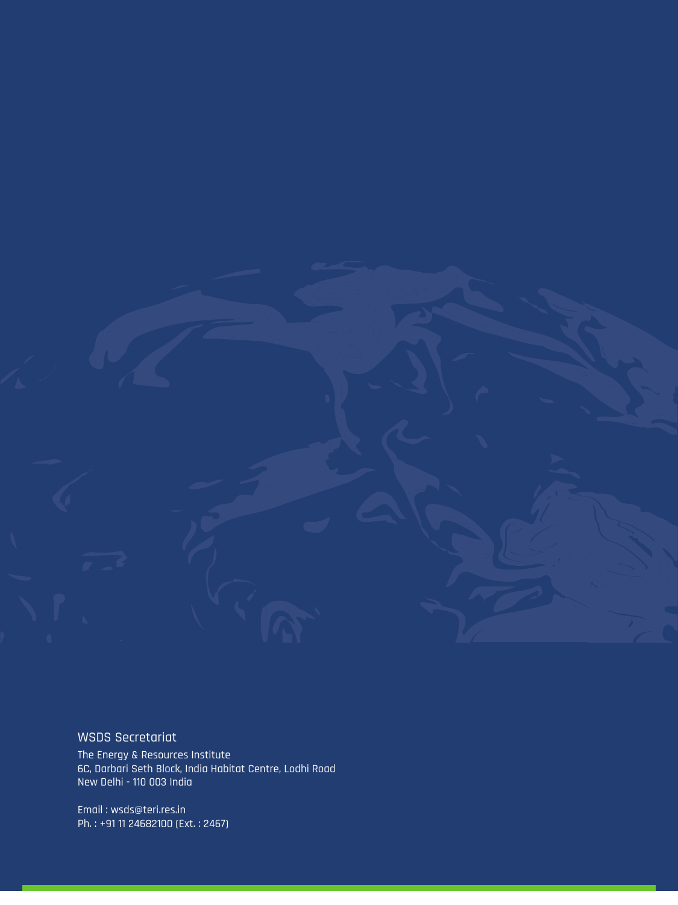WSDS Secretariat

The Energy & Resources Institute
6C, Darbari Seth Block, India Habitat Centre, Lodhi Road
New Delhi - 110 003 India

Email : wsds@teri.res.in
Ph. : +91 11 24682100 (Ext. : 2467)